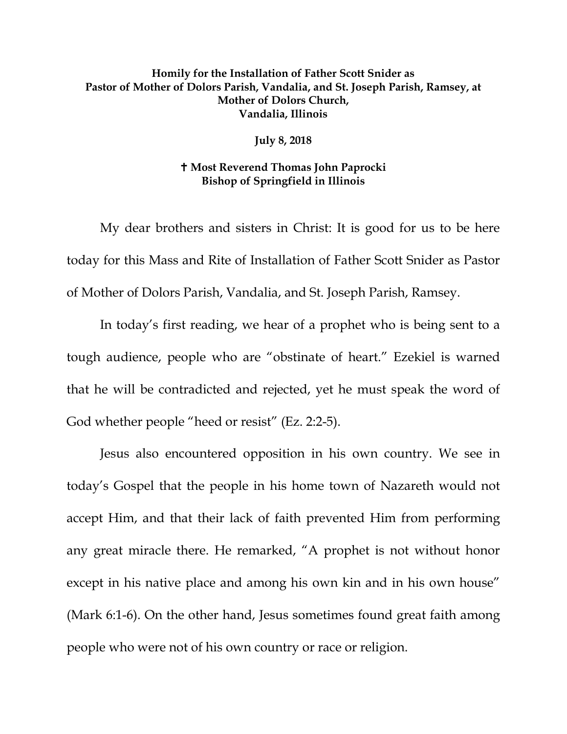**Homily for the Installation of Father Scott Snider as Pastor of Mother of Dolors Parish, Vandalia, and St. Joseph Parish, Ramsey, at Mother of Dolors Church, Vandalia, Illinois**

**July 8, 2018**

**✝ Most Reverend Thomas John Paprocki**
**Bishop of Springfield in Illinois**

My dear brothers and sisters in Christ: It is good for us to be here today for this Mass and Rite of Installation of Father Scott Snider as Pastor of Mother of Dolors Parish, Vandalia, and St. Joseph Parish, Ramsey.

In today's first reading, we hear of a prophet who is being sent to a tough audience, people who are "obstinate of heart." Ezekiel is warned that he will be contradicted and rejected, yet he must speak the word of God whether people "heed or resist" (Ez. 2:2-5).

Jesus also encountered opposition in his own country. We see in today's Gospel that the people in his home town of Nazareth would not accept Him, and that their lack of faith prevented Him from performing any great miracle there. He remarked, "A prophet is not without honor except in his native place and among his own kin and in his own house" (Mark 6:1-6). On the other hand, Jesus sometimes found great faith among people who were not of his own country or race or religion.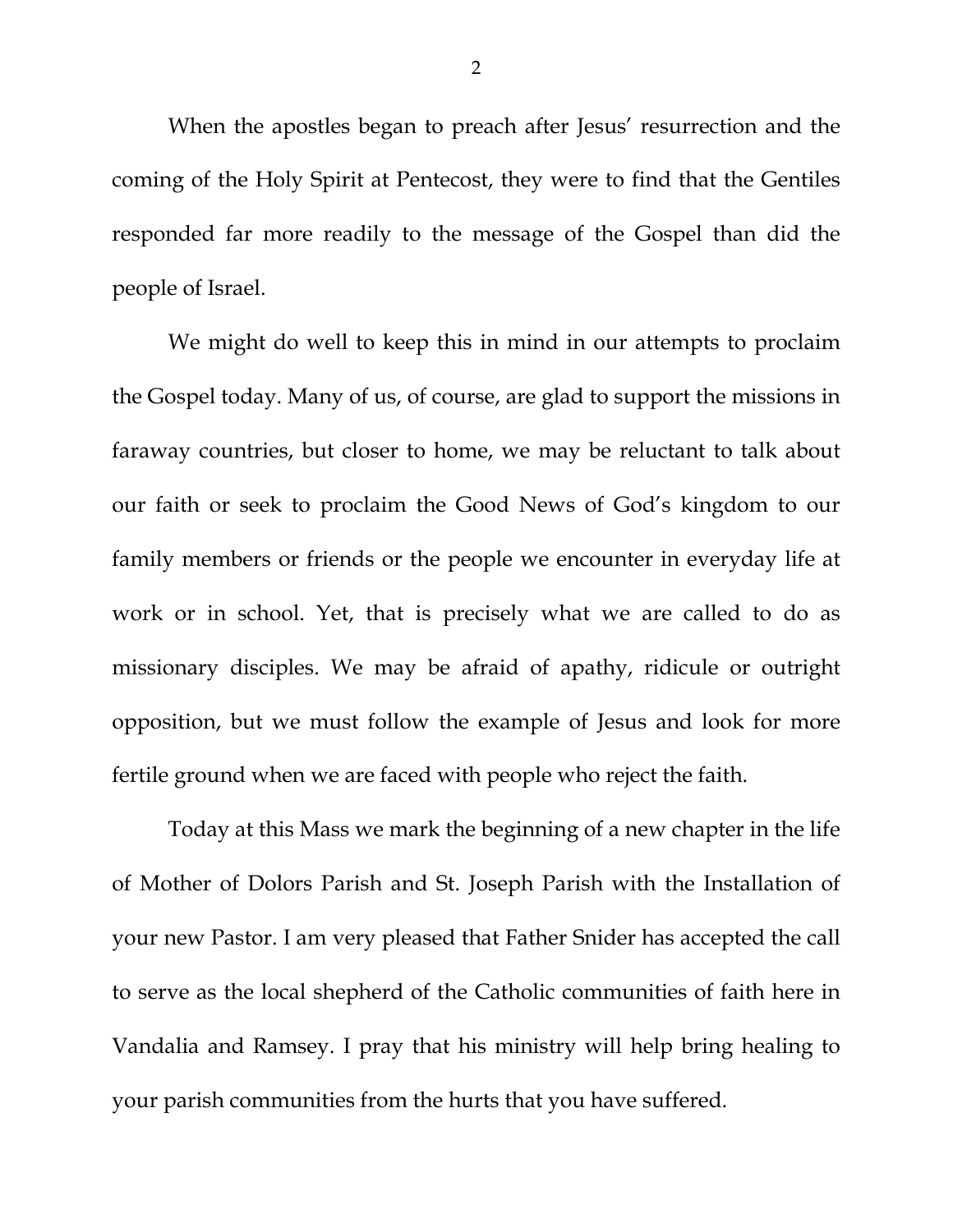When the apostles began to preach after Jesus' resurrection and the coming of the Holy Spirit at Pentecost, they were to find that the Gentiles responded far more readily to the message of the Gospel than did the people of Israel.

We might do well to keep this in mind in our attempts to proclaim the Gospel today. Many of us, of course, are glad to support the missions in faraway countries, but closer to home, we may be reluctant to talk about our faith or seek to proclaim the Good News of God's kingdom to our family members or friends or the people we encounter in everyday life at work or in school. Yet, that is precisely what we are called to do as missionary disciples. We may be afraid of apathy, ridicule or outright opposition, but we must follow the example of Jesus and look for more fertile ground when we are faced with people who reject the faith.

Today at this Mass we mark the beginning of a new chapter in the life of Mother of Dolors Parish and St. Joseph Parish with the Installation of your new Pastor. I am very pleased that Father Snider has accepted the call to serve as the local shepherd of the Catholic communities of faith here in Vandalia and Ramsey. I pray that his ministry will help bring healing to your parish communities from the hurts that you have suffered.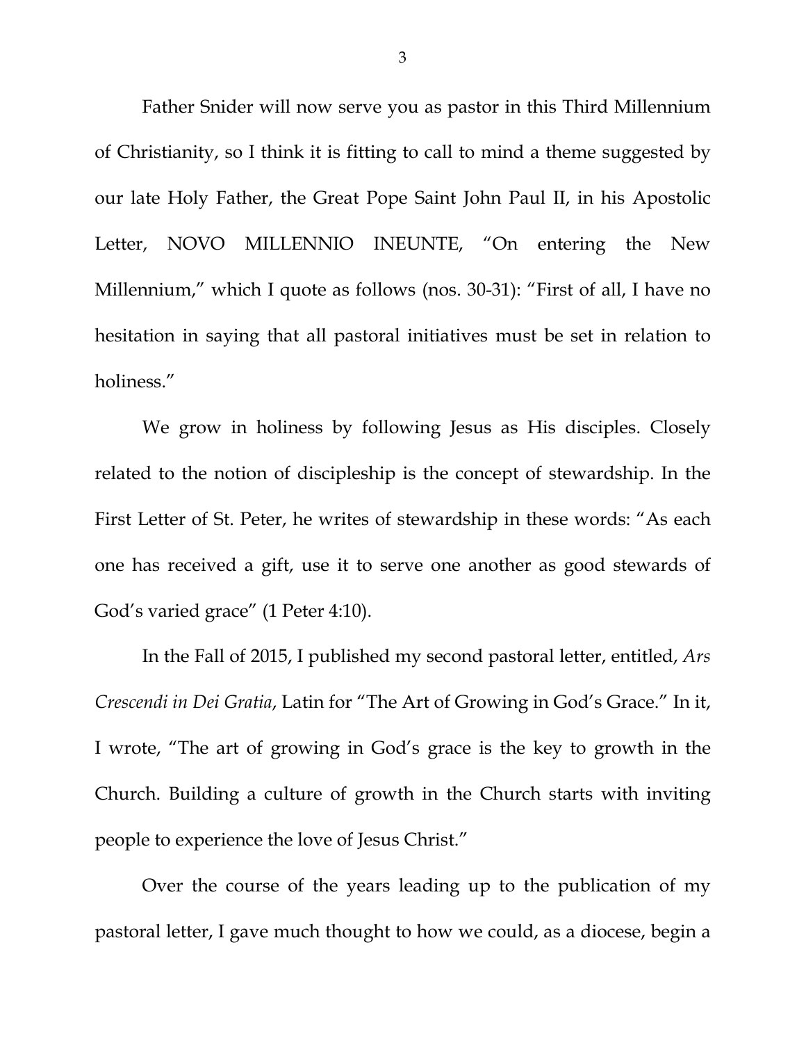Father Snider will now serve you as pastor in this Third Millennium of Christianity, so I think it is fitting to call to mind a theme suggested by our late Holy Father, the Great Pope Saint John Paul II, in his Apostolic Letter, NOVO MILLENNIO INEUNTE, "On entering the New Millennium," which I quote as follows (nos. 30-31): "First of all, I have no hesitation in saying that all pastoral initiatives must be set in relation to holiness."

We grow in holiness by following Jesus as His disciples. Closely related to the notion of discipleship is the concept of stewardship. In the First Letter of St. Peter, he writes of stewardship in these words: "As each one has received a gift, use it to serve one another as good stewards of God's varied grace" (1 Peter 4:10).

In the Fall of 2015, I published my second pastoral letter, entitled, *Ars Crescendi in Dei Gratia*, Latin for "The Art of Growing in God's Grace." In it, I wrote, "The art of growing in God's grace is the key to growth in the Church. Building a culture of growth in the Church starts with inviting people to experience the love of Jesus Christ."

Over the course of the years leading up to the publication of my pastoral letter, I gave much thought to how we could, as a diocese, begin a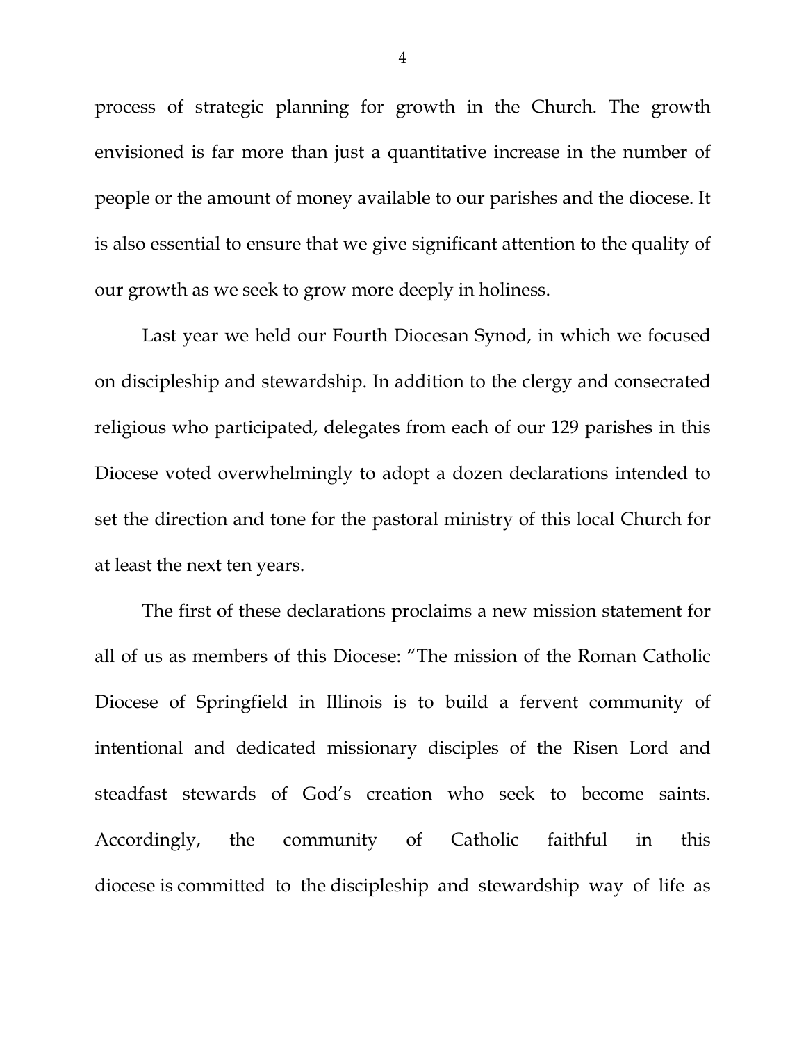process of strategic planning for growth in the Church. The growth envisioned is far more than just a quantitative increase in the number of people or the amount of money available to our parishes and the diocese. It is also essential to ensure that we give significant attention to the quality of our growth as we seek to grow more deeply in holiness.

Last year we held our Fourth Diocesan Synod, in which we focused on discipleship and stewardship. In addition to the clergy and consecrated religious who participated, delegates from each of our 129 parishes in this Diocese voted overwhelmingly to adopt a dozen declarations intended to set the direction and tone for the pastoral ministry of this local Church for at least the next ten years.

The first of these declarations proclaims a new mission statement for all of us as members of this Diocese: "The mission of the Roman Catholic Diocese of Springfield in Illinois is to build a fervent community of intentional and dedicated missionary disciples of the Risen Lord and steadfast stewards of God's creation who seek to become saints. Accordingly, the community of Catholic faithful in this diocese is committed to the discipleship and stewardship way of life as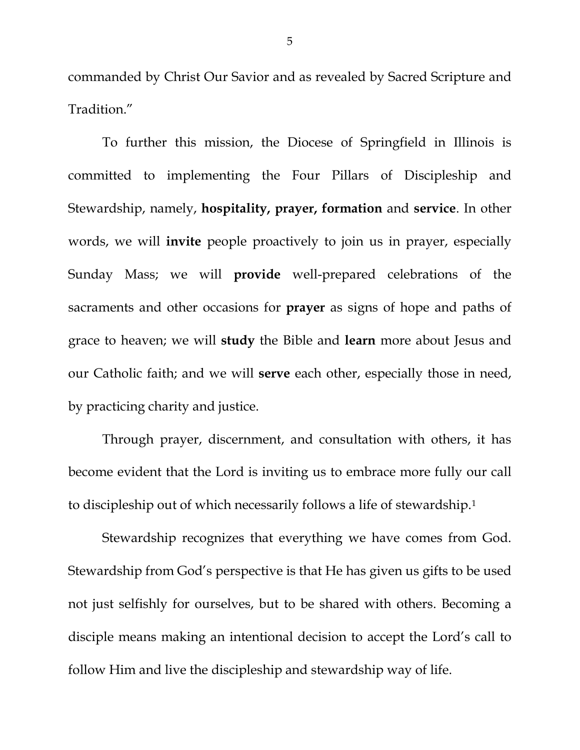commanded by Christ Our Savior and as revealed by Sacred Scripture and Tradition."

To further this mission, the Diocese of Springfield in Illinois is committed to implementing the Four Pillars of Discipleship and Stewardship, namely, **hospitality, prayer, formation** and **service**. In other words, we will **invite** people proactively to join us in prayer, especially Sunday Mass; we will **provide** well-prepared celebrations of the sacraments and other occasions for **prayer** as signs of hope and paths of grace to heaven; we will **study** the Bible and **learn** more about Jesus and our Catholic faith; and we will **serve** each other, especially those in need, by practicing charity and justice.

Through prayer, discernment, and consultation with others, it has become evident that the Lord is inviting us to embrace more fully our call to discipleship out of which necessarily follows a life of stewardship.[1]

Stewardship recognizes that everything we have comes from God. Stewardship from God's perspective is that He has given us gifts to be used not just selfishly for ourselves, but to be shared with others. Becoming a disciple means making an intentional decision to accept the Lord's call to follow Him and live the discipleship and stewardship way of life.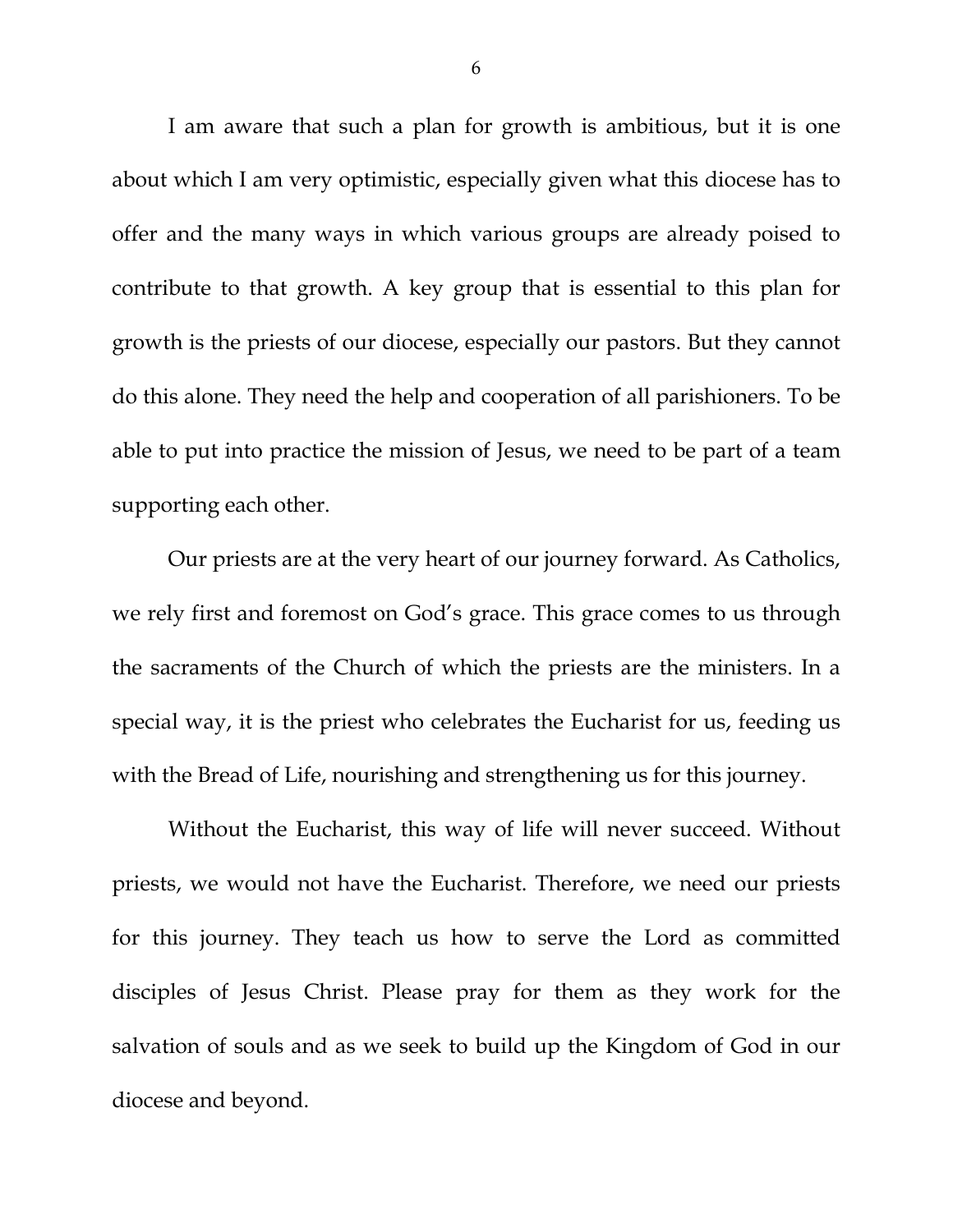I am aware that such a plan for growth is ambitious, but it is one about which I am very optimistic, especially given what this diocese has to offer and the many ways in which various groups are already poised to contribute to that growth. A key group that is essential to this plan for growth is the priests of our diocese, especially our pastors. But they cannot do this alone. They need the help and cooperation of all parishioners. To be able to put into practice the mission of Jesus, we need to be part of a team supporting each other.

Our priests are at the very heart of our journey forward. As Catholics, we rely first and foremost on God's grace. This grace comes to us through the sacraments of the Church of which the priests are the ministers. In a special way, it is the priest who celebrates the Eucharist for us, feeding us with the Bread of Life, nourishing and strengthening us for this journey.

Without the Eucharist, this way of life will never succeed. Without priests, we would not have the Eucharist. Therefore, we need our priests for this journey. They teach us how to serve the Lord as committed disciples of Jesus Christ. Please pray for them as they work for the salvation of souls and as we seek to build up the Kingdom of God in our diocese and beyond.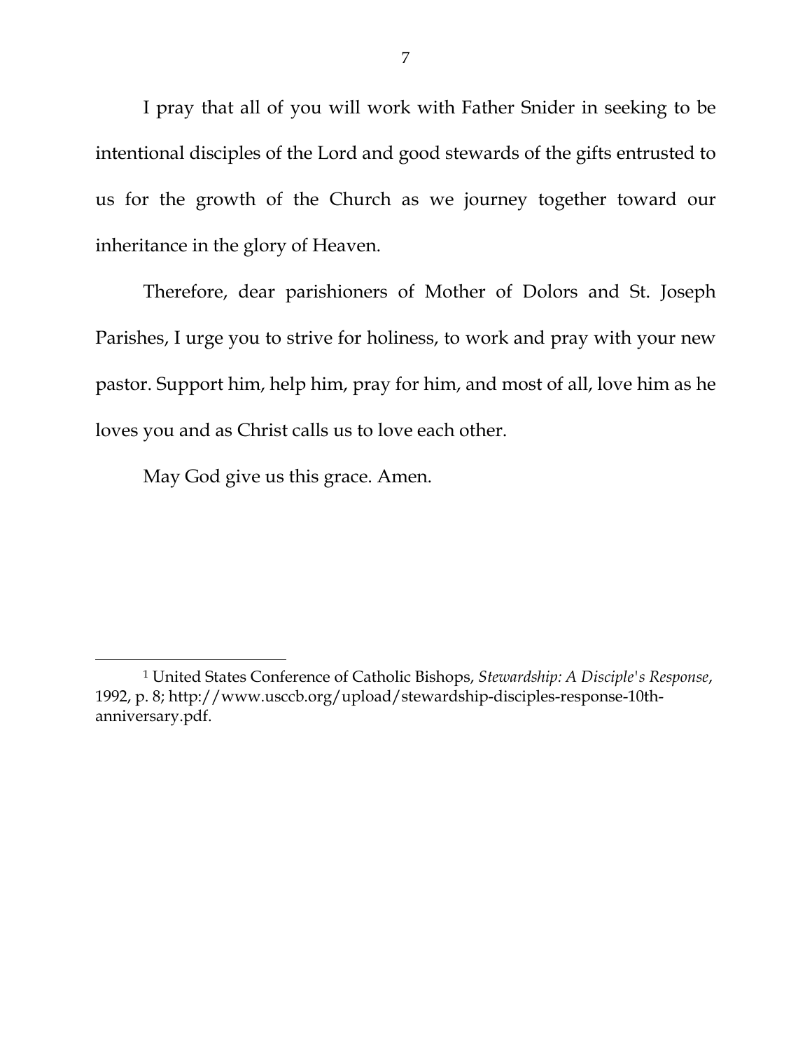I pray that all of you will work with Father Snider in seeking to be intentional disciples of the Lord and good stewards of the gifts entrusted to us for the growth of the Church as we journey together toward our inheritance in the glory of Heaven.

Therefore, dear parishioners of Mother of Dolors and St. Joseph Parishes, I urge you to strive for holiness, to work and pray with your new pastor. Support him, help him, pray for him, and most of all, love him as he loves you and as Christ calls us to love each other.

May God give us this grace. Amen.

---

[1] United States Conference of Catholic Bishops, *Stewardship: A Disciple's Response*, 1992, p. 8; http://www.usccb.org/upload/stewardship-disciples-response-10th-anniversary.pdf.